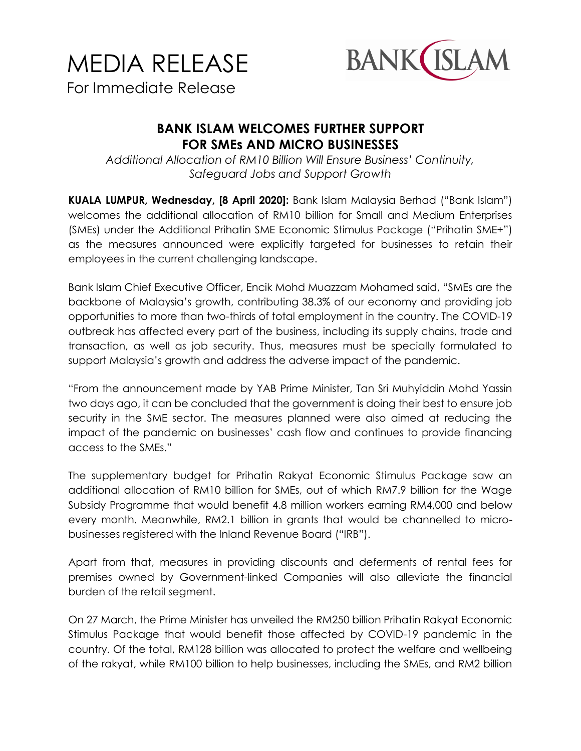# MEDIA RELEASE

For Immediate Release

BANK ISLAM

## BANK ISLAM WELCOMES FURTHER SUPPORT FOR SMEs AND MICRO BUSINESSES

*Additional Allocation of RM10 Billion Will Ensure Business' Continuity, Safeguard Jobs and Support Growth*

**KUALA LUMPUR, Wednesday, [8 April 2020]:** Bank Islam Malaysia Berhad ("Bank Islam") welcomes the additional allocation of RM10 billion for Small and Medium Enterprises (SMEs) under the Additional Prihatin SME Economic Stimulus Package ("Prihatin SME+") as the measures announced were explicitly targeted for businesses to retain their employees in the current challenging landscape.

Bank Islam Chief Executive Officer, Encik Mohd Muazzam Mohamed said, "SMEs are the backbone of Malaysia's growth, contributing 38.3% of our economy and providing job opportunities to more than two-thirds of total employment in the country. The COVID-19 outbreak has affected every part of the business, including its supply chains, trade and transaction, as well as job security. Thus, measures must be specially formulated to support Malaysia's growth and address the adverse impact of the pandemic.

"From the announcement made by YAB Prime Minister, Tan Sri Muhyiddin Mohd Yassin two days ago, it can be concluded that the government is doing their best to ensure job security in the SME sector. The measures planned were also aimed at reducing the impact of the pandemic on businesses' cash flow and continues to provide financing access to the SMEs."

The supplementary budget for Prihatin Rakyat Economic Stimulus Package saw an additional allocation of RM10 billion for SMEs, out of which RM7.9 billion for the Wage Subsidy Programme that would benefit 4.8 million workers earning RM4,000 and below every month. Meanwhile, RM2.1 billion in grants that would be channelled to micro-businesses registered with the Inland Revenue Board ("IRB").

Apart from that, measures in providing discounts and deferments of rental fees for premises owned by Government-linked Companies will also alleviate the financial burden of the retail segment.

On 27 March, the Prime Minister has unveiled the RM250 billion Prihatin Rakyat Economic Stimulus Package that would benefit those affected by COVID-19 pandemic in the country. Of the total, RM128 billion was allocated to protect the welfare and wellbeing of the rakyat, while RM100 billion to help businesses, including the SMEs, and RM2 billion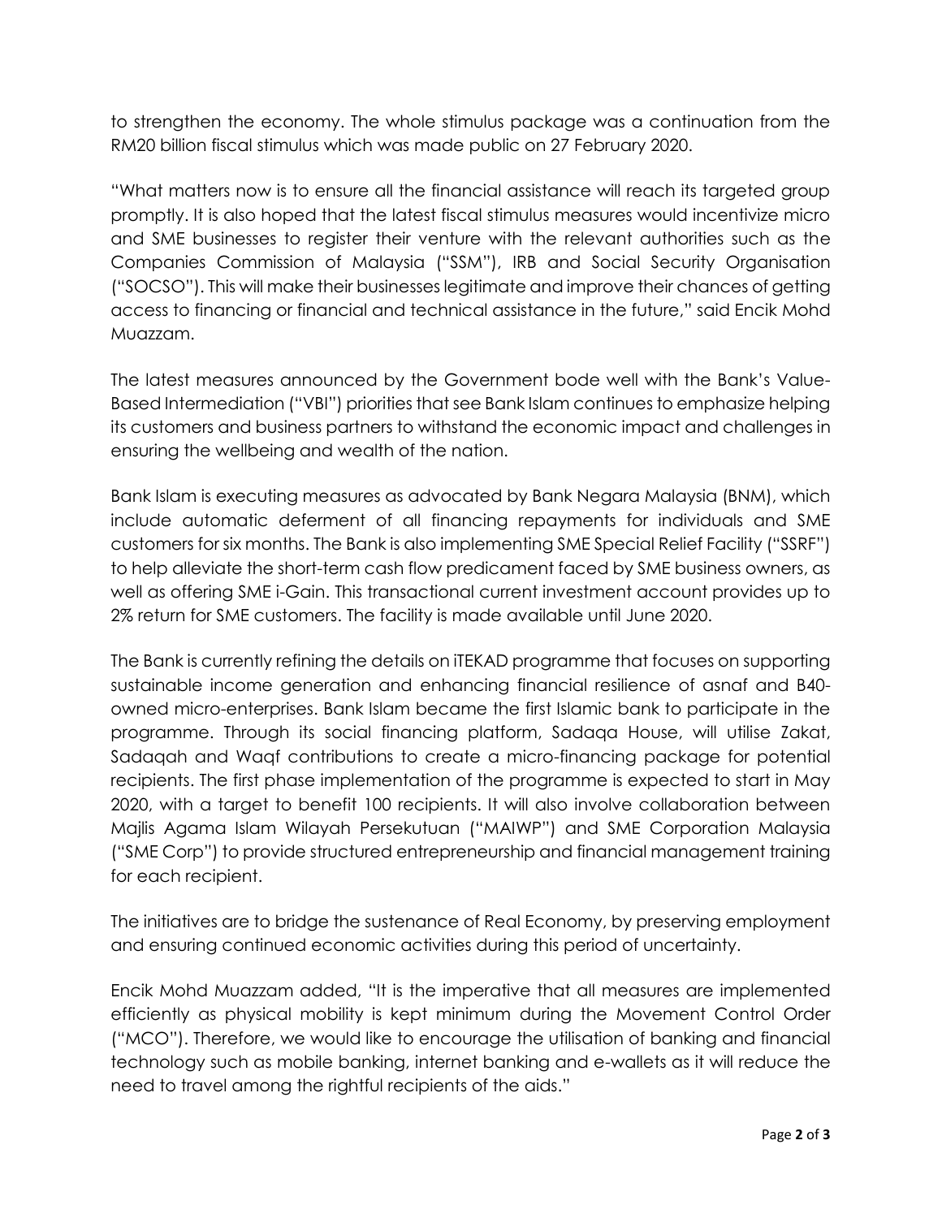to strengthen the economy. The whole stimulus package was a continuation from the RM20 billion fiscal stimulus which was made public on 27 February 2020.

"What matters now is to ensure all the financial assistance will reach its targeted group promptly. It is also hoped that the latest fiscal stimulus measures would incentivize micro and SME businesses to register their venture with the relevant authorities such as the Companies Commission of Malaysia ("SSM"), IRB and Social Security Organisation ("SOCSO"). This will make their businesses legitimate and improve their chances of getting access to financing or financial and technical assistance in the future," said Encik Mohd Muazzam.

The latest measures announced by the Government bode well with the Bank's Value-Based Intermediation ("VBI") priorities that see Bank Islam continues to emphasize helping its customers and business partners to withstand the economic impact and challenges in ensuring the wellbeing and wealth of the nation.

Bank Islam is executing measures as advocated by Bank Negara Malaysia (BNM), which include automatic deferment of all financing repayments for individuals and SME customers for six months. The Bank is also implementing SME Special Relief Facility ("SSRF") to help alleviate the short-term cash flow predicament faced by SME business owners, as well as offering SME i-Gain. This transactional current investment account provides up to 2% return for SME customers. The facility is made available until June 2020.

The Bank is currently refining the details on iTEKAD programme that focuses on supporting sustainable income generation and enhancing financial resilience of asnaf and B40-owned micro-enterprises. Bank Islam became the first Islamic bank to participate in the programme. Through its social financing platform, Sadaqa House, will utilise Zakat, Sadaqah and Waqf contributions to create a micro-financing package for potential recipients. The first phase implementation of the programme is expected to start in May 2020, with a target to benefit 100 recipients. It will also involve collaboration between Majlis Agama Islam Wilayah Persekutuan ("MAIWP") and SME Corporation Malaysia ("SME Corp") to provide structured entrepreneurship and financial management training for each recipient.

The initiatives are to bridge the sustenance of Real Economy, by preserving employment and ensuring continued economic activities during this period of uncertainty.

Encik Mohd Muazzam added, "It is the imperative that all measures are implemented efficiently as physical mobility is kept minimum during the Movement Control Order ("MCO"). Therefore, we would like to encourage the utilisation of banking and financial technology such as mobile banking, internet banking and e-wallets as it will reduce the need to travel among the rightful recipients of the aids."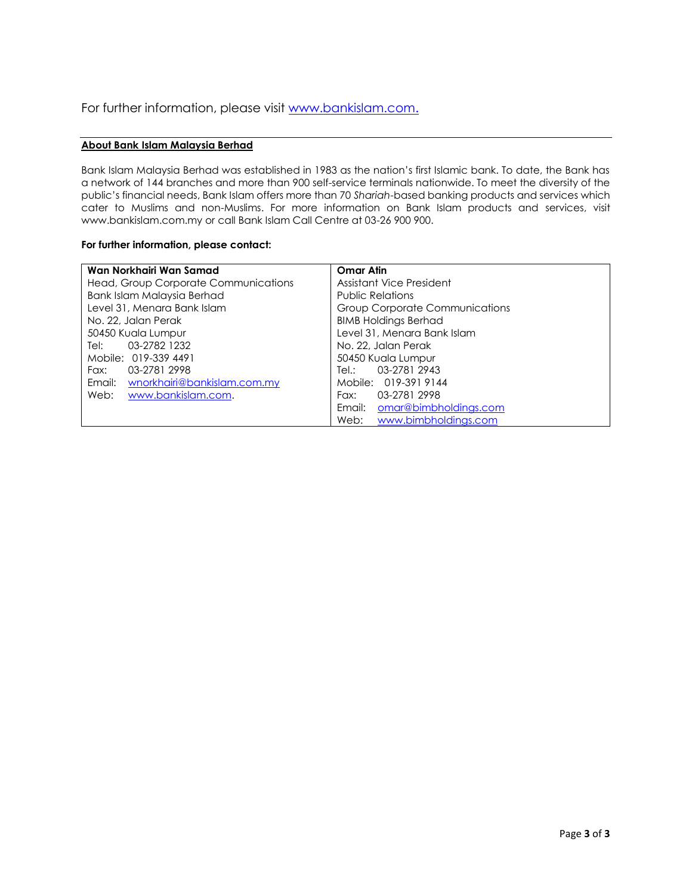For further information, please visit [www.bankislam.com.](http://www.bankislam.com)

---

**About Bank Islam Malaysia Berhad**

Bank Islam Malaysia Berhad was established in 1983 as the nation's first Islamic bank. To date, the Bank has a network of 144 branches and more than 900 self-service terminals nationwide. To meet the diversity of the public's financial needs, Bank Islam offers more than 70 *Shariah*-based banking products and services which cater to Muslims and non-Muslims. For more information on Bank Islam products and services, visit www.bankislam.com.my or call Bank Islam Call Centre at 03-26 900 900.

**For further information, please contact:**

| | |
|---|---|
| **Wan Norkhairi Wan Samad** | **Omar Atin** |
| Head, Group Corporate Communications | Assistant Vice President |
| Bank Islam Malaysia Berhad | Public Relations |
| Level 31, Menara Bank Islam | Group Corporate Communications |
| No. 22, Jalan Perak | BIMB Holdings Berhad |
| 50450 Kuala Lumpur | Level 31, Menara Bank Islam |
| Tel: 03-2782 1232 | No. 22, Jalan Perak |
| Mobile: 019-339 4491 | 50450 Kuala Lumpur |
| Fax: 03-2781 2998 | Tel.: 03-2781 2943 |
| Email: wnorkhairi@bankislam.com.my | Mobile: 019-391 9144 |
| Web: www.bankislam.com. | Fax: 03-2781 2998 |
| | Email: omar@bimbholdings.com |
| | Web: www.bimbholdings.com |